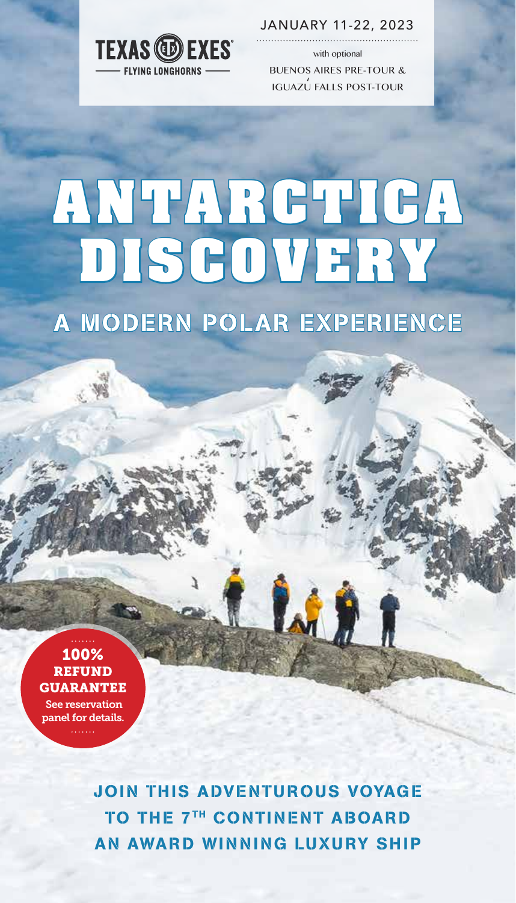TEXAS EXES
FLYING LONGHORNS

JANUARY 11-22, 2023

with optional

BUENOS AIRES PRE-TOUR &
IGUAZÚ FALLS POST-TOUR

# ANTARCTICA DISCOVERY

## A MODERN POLAR EXPERIENCE

**100% REFUND GUARANTEE**
See reservation panel for details.

**JOIN THIS ADVENTUROUS VOYAGE TO THE 7TH CONTINENT ABOARD AN AWARD WINNING LUXURY SHIP**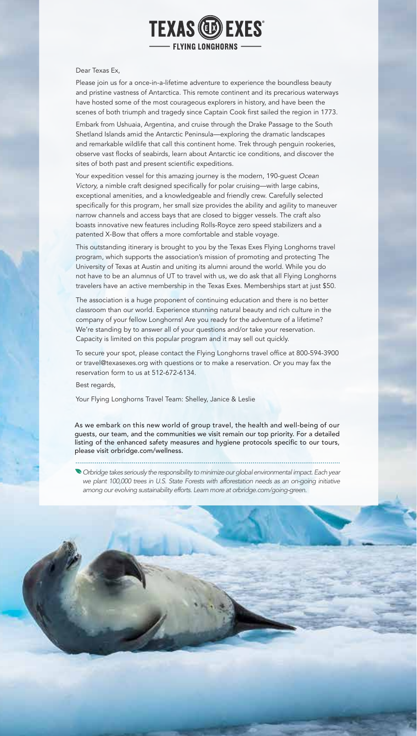# TEXAS EXES

## FLYING LONGHORNS

Dear Texas Ex,

Please join us for a once-in-a-lifetime adventure to experience the boundless beauty and pristine vastness of Antarctica. This remote continent and its precarious waterways have hosted some of the most courageous explorers in history, and have been the scenes of both triumph and tragedy since Captain Cook first sailed the region in 1773.

Embark from Ushuaia, Argentina, and cruise through the Drake Passage to the South Shetland Islands amid the Antarctic Peninsula—exploring the dramatic landscapes and remarkable wildlife that call this continent home. Trek through penguin rookeries, observe vast flocks of seabirds, learn about Antarctic ice conditions, and discover the sites of both past and present scientific expeditions.

Your expedition vessel for this amazing journey is the modern, 190-guest *Ocean Victory,* a nimble craft designed specifically for polar cruising—with large cabins, exceptional amenities, and a knowledgeable and friendly crew. Carefully selected specifically for this program, her small size provides the ability and agility to maneuver narrow channels and access bays that are closed to bigger vessels. The craft also boasts innovative new features including Rolls-Royce zero speed stabilizers and a patented X-Bow that offers a more comfortable and stable voyage.

This outstanding itinerary is brought to you by the Texas Exes Flying Longhorns travel program, which supports the association's mission of promoting and protecting The University of Texas at Austin and uniting its alumni around the world. While you do not have to be an alumnus of UT to travel with us, we do ask that all Flying Longhorns travelers have an active membership in the Texas Exes. Memberships start at just $50.

The association is a huge proponent of continuing education and there is no better classroom than our world. Experience stunning natural beauty and rich culture in the company of your fellow Longhorns! Are you ready for the adventure of a lifetime? We're standing by to answer all of your questions and/or take your reservation. Capacity is limited on this popular program and it may sell out quickly.

To secure your spot, please contact the Flying Longhorns travel office at 800-594-3900 or travel@texasexes.org with questions or to make a reservation. Or you may fax the reservation form to us at 512-672-6134.

Best regards,

Your Flying Longhorns Travel Team: Shelley, Janice & Leslie

As we embark on this new world of group travel, the health and well-being of our guests, our team, and the communities we visit remain our top priority. For a detailed listing of the enhanced safety measures and hygiene protocols specific to our tours, please visit orbridge.com/wellness.

*Orbridge takes seriously the responsibility to minimize our global environmental impact. Each year we plant 100,000 trees in U.S. State Forests with afforestation needs as an on-going initiative among our evolving sustainability efforts. Learn more at orbridge.com/going-green.*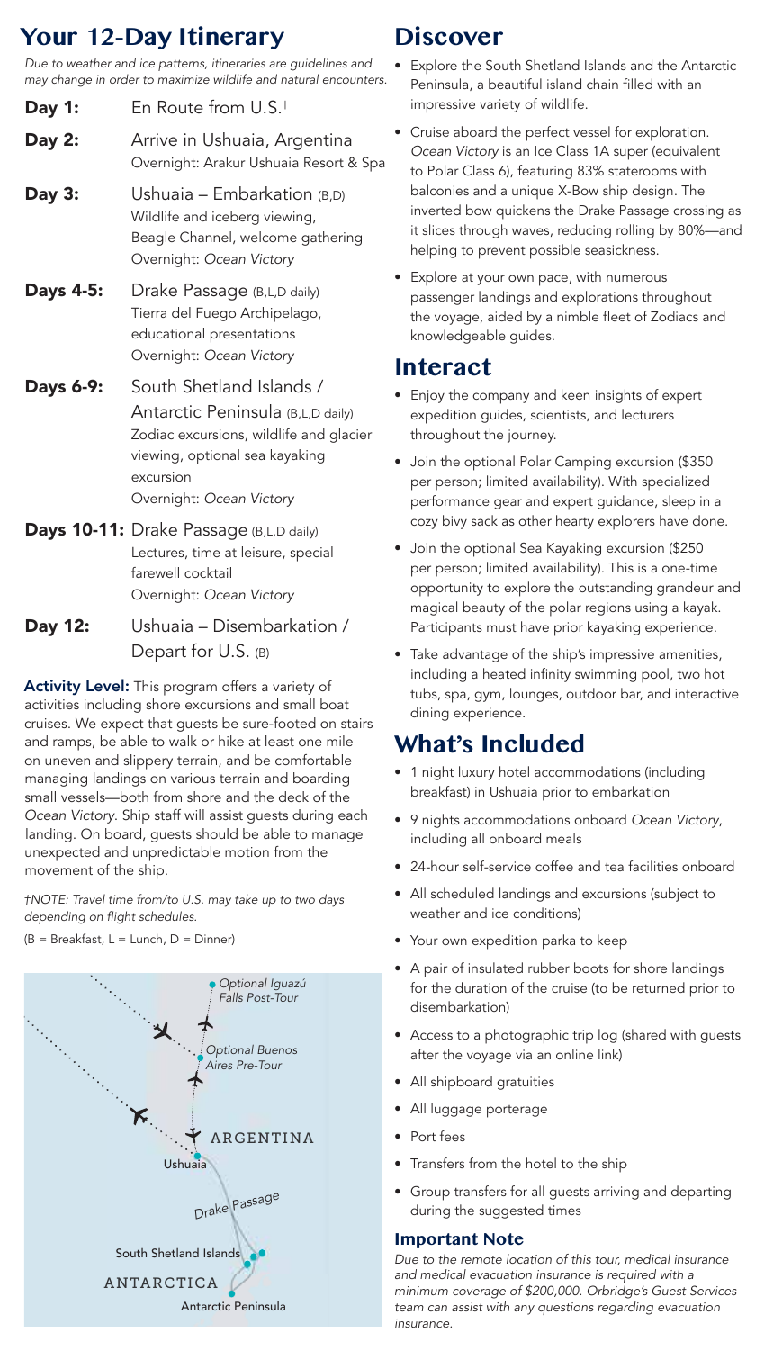## Your 12-Day Itinerary

*Due to weather and ice patterns, itineraries are guidelines and may change in order to maximize wildlife and natural encounters.*

**Day 1:** En Route from U.S.†

**Day 2:** Arrive in Ushuaia, Argentina
Overnight: Arakur Ushuaia Resort & Spa

**Day 3:** Ushuaia – Embarkation (B,D)
Wildlife and iceberg viewing, Beagle Channel, welcome gathering
Overnight: *Ocean Victory*

**Days 4-5:** Drake Passage (B,L,D daily)
Tierra del Fuego Archipelago, educational presentations
Overnight: *Ocean Victory*

**Days 6-9:** South Shetland Islands / Antarctic Peninsula (B,L,D daily)
Zodiac excursions, wildlife and glacier viewing, optional sea kayaking excursion
Overnight: *Ocean Victory*

**Days 10-11:** Drake Passage (B,L,D daily)
Lectures, time at leisure, special farewell cocktail
Overnight: *Ocean Victory*

**Day 12:** Ushuaia – Disembarkation / Depart for U.S. (B)

**Activity Level:** This program offers a variety of activities including shore excursions and small boat cruises. We expect that guests be sure-footed on stairs and ramps, be able to walk or hike at least one mile on uneven and slippery terrain, and be comfortable managing landings on various terrain and boarding small vessels—both from shore and the deck of the *Ocean Victory*. Ship staff will assist guests during each landing. On board, guests should be able to manage unexpected and unpredictable motion from the movement of the ship.

*†NOTE: Travel time from/to U.S. may take up to two days depending on flight schedules.*

(B = Breakfast, L = Lunch, D = Dinner)

Optional Iguazú Falls Post-Tour
Optional Buenos Aires Pre-Tour
ARGENTINA
Ushuaia
Drake Passage
South Shetland Islands
ANTARCTICA
Antarctic Peninsula

## Discover

- Explore the South Shetland Islands and the Antarctic Peninsula, a beautiful island chain filled with an impressive variety of wildlife.
- Cruise aboard the perfect vessel for exploration. *Ocean Victory* is an Ice Class 1A super (equivalent to Polar Class 6), featuring 83% staterooms with balconies and a unique X-Bow ship design. The inverted bow quickens the Drake Passage crossing as it slices through waves, reducing rolling by 80%—and helping to prevent possible seasickness.
- Explore at your own pace, with numerous passenger landings and explorations throughout the voyage, aided by a nimble fleet of Zodiacs and knowledgeable guides.

## Interact

- Enjoy the company and keen insights of expert expedition guides, scientists, and lecturers throughout the journey.
- Join the optional Polar Camping excursion ($350 per person; limited availability). With specialized performance gear and expert guidance, sleep in a cozy bivy sack as other hearty explorers have done.
- Join the optional Sea Kayaking excursion ($250 per person; limited availability). This is a one-time opportunity to explore the outstanding grandeur and magical beauty of the polar regions using a kayak. Participants must have prior kayaking experience.
- Take advantage of the ship's impressive amenities, including a heated infinity swimming pool, two hot tubs, spa, gym, lounges, outdoor bar, and interactive dining experience.

## What's Included

- 1 night luxury hotel accommodations (including breakfast) in Ushuaia prior to embarkation
- 9 nights accommodations onboard *Ocean Victory*, including all onboard meals
- 24-hour self-service coffee and tea facilities onboard
- All scheduled landings and excursions (subject to weather and ice conditions)
- Your own expedition parka to keep
- A pair of insulated rubber boots for shore landings for the duration of the cruise (to be returned prior to disembarkation)
- Access to a photographic trip log (shared with guests after the voyage via an online link)
- All shipboard gratuities
- All luggage porterage
- Port fees
- Transfers from the hotel to the ship
- Group transfers for all guests arriving and departing during the suggested times

### Important Note

*Due to the remote location of this tour, medical insurance and medical evacuation insurance is required with a minimum coverage of $200,000. Orbridge's Guest Services team can assist with any questions regarding evacuation insurance.*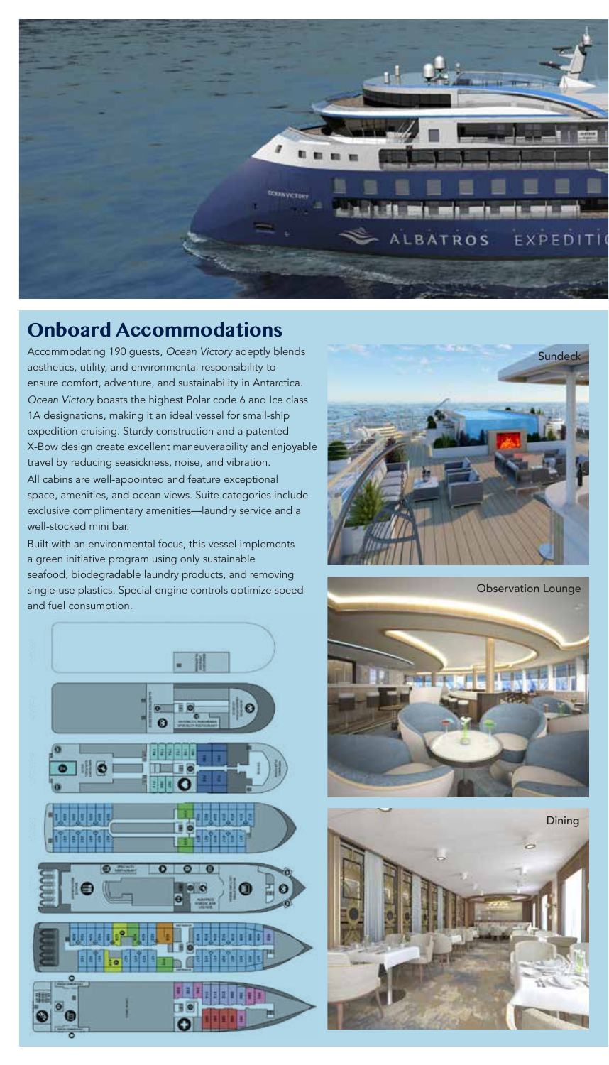# Onboard Accommodations

Accommodating 190 guests, *Ocean Victory* adeptly blends aesthetics, utility, and environmental responsibility to ensure comfort, adventure, and sustainability in Antarctica. *Ocean Victory* boasts the highest Polar code 6 and Ice class 1A designations, making it an ideal vessel for small-ship expedition cruising. Sturdy construction and a patented X-Bow design create excellent maneuverability and enjoyable travel by reducing seasickness, noise, and vibration.

All cabins are well-appointed and feature exceptional space, amenities, and ocean views. Suite categories include exclusive complimentary amenities—laundry service and a well-stocked mini bar.

Built with an environmental focus, this vessel implements a green initiative program using only sustainable seafood, biodegradable laundry products, and removing single-use plastics. Special engine controls optimize speed and fuel consumption.

Sundeck

Observation Lounge

Dining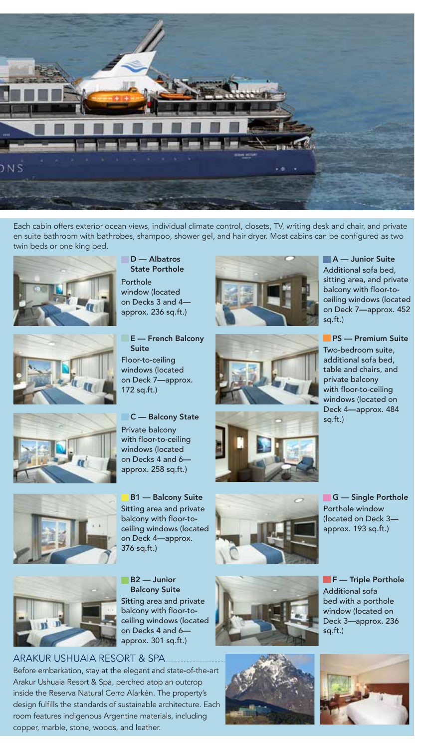Each cabin offers exterior ocean views, individual climate control, closets, TV, writing desk and chair, and private en suite bathroom with bathrobes, shampoo, shower gel, and hair dryer. Most cabins can be configured as two twin beds or one king bed.

**D — Albatros State Porthole**
Porthole window (located on Decks 3 and 4—approx. 236 sq.ft.)

**E — French Balcony Suite**
Floor-to-ceiling windows (located on Deck 7—approx. 172 sq.ft.)

**C — Balcony State**
Private balcony with floor-to-ceiling windows (located on Decks 4 and 6—approx. 258 sq.ft.)

**B1 — Balcony Suite**
Sitting area and private balcony with floor-to-ceiling windows (located on Deck 4—approx. 376 sq.ft.)

**B2 — Junior Balcony Suite**
Sitting area and private balcony with floor-to-ceiling windows (located on Decks 4 and 6—approx. 301 sq.ft.)

**A — Junior Suite**
Additional sofa bed, sitting area, and private balcony with floor-to-ceiling windows (located on Deck 7—approx. 452 sq.ft.)

**PS — Premium Suite**
Two-bedroom suite, additional sofa bed, table and chairs, and private balcony with floor-to-ceiling windows (located on Deck 4—approx. 484 sq.ft.)

**G — Single Porthole**
Porthole window (located on Deck 3—approx. 193 sq.ft.)

**F — Triple Porthole**
Additional sofa bed with a porthole window (located on Deck 3—approx. 236 sq.ft.)

## ARAKUR USHUAIA RESORT & SPA

Before embarkation, stay at the elegant and state-of-the-art Arakur Ushuaia Resort & Spa, perched atop an outcrop inside the Reserva Natural Cerro Alarkén. The property's design fulfills the standards of sustainable architecture. Each room features indigenous Argentine materials, including copper, marble, stone, woods, and leather.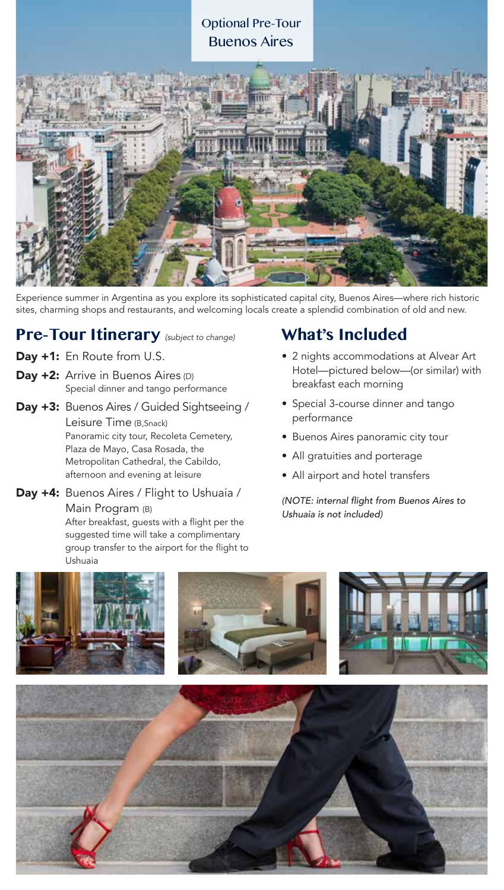Optional Pre-Tour
Buenos Aires

Experience summer in Argentina as you explore its sophisticated capital city, Buenos Aires—where rich historic sites, charming shops and restaurants, and welcoming locals create a splendid combination of old and new.

## Pre-Tour Itinerary *(subject to change)*

**Day +1:** En Route from U.S.

**Day +2:** Arrive in Buenos Aires (D)
Special dinner and tango performance

**Day +3:** Buenos Aires / Guided Sightseeing / Leisure Time (B,Snack)
Panoramic city tour, Recoleta Cemetery, Plaza de Mayo, Casa Rosada, the Metropolitan Cathedral, the Cabildo, afternoon and evening at leisure

**Day +4:** Buenos Aires / Flight to Ushuaia / Main Program (B)
After breakfast, guests with a flight per the suggested time will take a complimentary group transfer to the airport for the flight to Ushuaia

## What's Included

- 2 nights accommodations at Alvear Art Hotel—pictured below—(or similar) with breakfast each morning
- Special 3-course dinner and tango performance
- Buenos Aires panoramic city tour
- All gratuities and porterage
- All airport and hotel transfers

*(NOTE: internal flight from Buenos Aires to Ushuaia is not included)*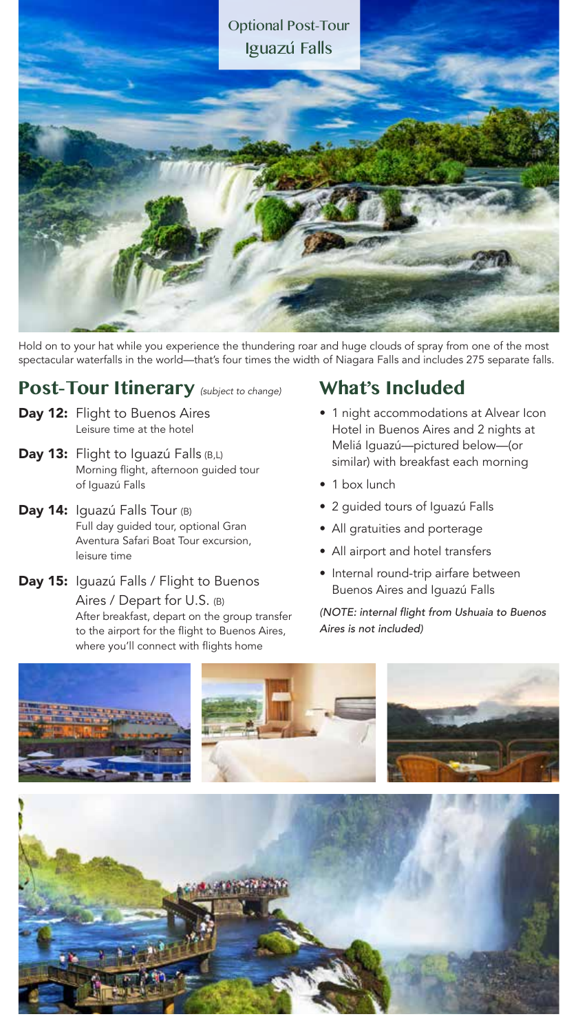Optional Post-Tour

# Iguazú Falls

Hold on to your hat while you experience the thundering roar and huge clouds of spray from one of the most spectacular waterfalls in the world—that's four times the width of Niagara Falls and includes 275 separate falls.

## Post-Tour Itinerary *(subject to change)*

**Day 12:** Flight to Buenos Aires
Leisure time at the hotel

**Day 13:** Flight to Iguazú Falls (B,L)
Morning flight, afternoon guided tour of Iguazú Falls

**Day 14:** Iguazú Falls Tour (B)
Full day guided tour, optional Gran Aventura Safari Boat Tour excursion, leisure time

**Day 15:** Iguazú Falls / Flight to Buenos Aires / Depart for U.S. (B)
After breakfast, depart on the group transfer to the airport for the flight to Buenos Aires, where you'll connect with flights home

## What's Included

- 1 night accommodations at Alvear Icon Hotel in Buenos Aires and 2 nights at Meliá Iguazú—pictured below—(or similar) with breakfast each morning
- 1 box lunch
- 2 guided tours of Iguazú Falls
- All gratuities and porterage
- All airport and hotel transfers
- Internal round-trip airfare between Buenos Aires and Iguazú Falls

*(NOTE: internal flight from Ushuaia to Buenos Aires is not included)*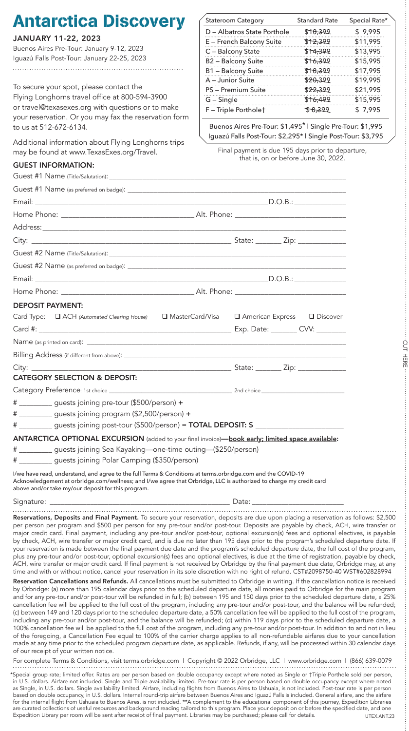# Antarctica Discovery

**JANUARY 11-22, 2023**

Buenos Aires Pre-Tour: January 9-12, 2023
Iguazú Falls Post-Tour: January 22-25, 2023

To secure your spot, please contact the Flying Longhorns travel office at 800-594-3900 or travel@texasexes.org with questions or to make your reservation. Or you may fax the reservation form to us at 512-672-6134.

Additional information about Flying Longhorns trips may be found at www.TexasExes.org/Travel.

| Stateroom Category | Standard Rate | Special Rate* |
|---|---|---|
| D – Albatros State Porthole | ~~$10,399~~ | $ 9,995 |
| E – French Balcony Suite | ~~$12,399~~ | $11,995 |
| C – Balcony State | ~~$14,399~~ | $13,995 |
| B2 – Balcony Suite | ~~$16,399~~ | $15,995 |
| B1 – Balcony Suite | ~~$18,399~~ | $17,995 |
| A – Junior Suite | ~~$20,399~~ | $19,995 |
| PS – Premium Suite | ~~$22,399~~ | $21,995 |
| G – Single | ~~$16,499~~ | $15,995 |
| F – Triple Porthole† | ~~$ 8,399~~ | $ 7,995 |

Buenos Aires Pre-Tour: $1,495* | Single Pre-Tour: $1,995
Iguazú Falls Post-Tour: $2,295* | Single Post-Tour: $3,795

Final payment is due 195 days prior to departure, that is, on or before June 30, 2022.

## GUEST INFORMATION:

Guest #1 Name (Title/Salutation): ______________________________

Guest #1 Name (as preferred on badge): ______________________________

Email: ______________________________ D.O.B.: ______________

Home Phone: ______________________________ Alt. Phone: ______________________________

Address: ______________________________

City: ______________________________ State: _______ Zip: ____________

Guest #2 Name (Title/Salutation): ______________________________

Guest #2 Name (as preferred on badge): ______________________________

Email: ______________________________ D.O.B.: ______________

Home Phone: ______________________________ Alt. Phone: ______________________________

## DEPOSIT PAYMENT:

Card Type: ☐ ACH *(Automated Clearing House)* ☐ MasterCard/Visa ☐ American Express ☐ Discover

Card #: ______________________________ Exp. Date: _______ CVV: ________

Name (as printed on card): ______________________________

Billing Address (if different from above): ______________________________

City: ______________________________ State: _______ Zip: ____________

## CATEGORY SELECTION & DEPOSIT:

Category Preference: 1st choice ______________________________ 2nd choice ______________________________

# _________ guests joining pre-tour ($500/person) +

# _________ guests joining program ($2,500/person) +

# _________ guests joining post-tour ($500/person) = **TOTAL DEPOSIT: $** ______________________

**ANTARCTICA OPTIONAL EXCURSION** (added to your final invoice)—**book early; limited space available:**

# _________ guests joining Sea Kayaking—one-time outing—($250/person)

# _________ guests joining Polar Camping ($350/person)

I/we have read, understand, and agree to the full Terms & Conditions at terms.orbridge.com and the COVID-19 Acknowledgement at orbridge.com/wellness; and I/we agree that Orbridge, LLC is authorized to charge my credit card above and/or take my/our deposit for this program.

Signature: ______________________________ Date: ______________________

**Reservations, Deposits and Final Payment.** To secure your reservation, deposits are due upon placing a reservation as follows: $2,500 per person per program and $500 per person for any pre-tour and/or post-tour. Deposits are payable by check, ACH, wire transfer or major credit card. Final payment, including any pre-tour and/or post-tour, optional excursion(s) fees and optional electives, is payable by check, ACH, wire transfer or major credit card, and is due no later than 195 days prior to the program's scheduled departure date. If your reservation is made between the final payment due date and the program's scheduled departure date, the full cost of the program, plus any pre-tour and/or post-tour, optional excursion(s) fees and optional electives, is due at the time of registration, payable by check, ACH, wire transfer or major credit card. If final payment is not received by Orbridge by the final payment due date, Orbridge may, at any time and with or without notice, cancel your reservation in its sole discretion with no right of refund. CST#2098750-40 WST#602828994

**Reservation Cancellations and Refunds.** All cancellations must be submitted to Orbridge in writing. If the cancellation notice is received by Orbridge: (a) more than 195 calendar days prior to the scheduled departure date, all monies paid to Orbridge for the main program and for any pre-tour and/or post-tour will be refunded in full; (b) between 195 and 150 days prior to the scheduled departure date, a 25% cancellation fee will be applied to the full cost of the program, including any pre-tour and/or post-tour, and the balance will be refunded; (c) between 149 and 120 days prior to the scheduled departure date, a 50% cancellation fee will be applied to the full cost of the program, including any pre-tour and/or post-tour, and the balance will be refunded; (d) within 119 days prior to the scheduled departure date, a 100% cancellation fee will be applied to the full cost of the program, including any pre-tour and/or post-tour. In addition to and not in lieu of the foregoing, a Cancellation Fee equal to 100% of the carrier charge applies to all non-refundable airfares due to your cancellation made at any time prior to the scheduled program departure date, as applicable. Refunds, if any, will be processed within 30 calendar days of our receipt of your written notice.

For complete Terms & Conditions, visit terms.orbridge.com | Copyright © 2022 Orbridge, LLC | www.orbridge.com | (866) 639-0079

*Special group rate; limited offer. Rates are per person based on double occupancy except where noted as Single or †Triple Porthole sold per person, in U.S. dollars. Airfare not included. Single and Triple availability limited. Pre-tour rate is per person based on double occupancy except where noted as Single, in U.S. dollars. Single availability limited. Airfare, including flights from Buenos Aires to Ushuaia, is not included. Post-tour rate is per person based on double occupancy, in U.S. dollars. Internal round-trip airfare between Buenos Aires and Iguazú Falls is included. General airfare, and the airfare for the internal flight from Ushuaia to Buenos Aires, is not included. **A complement to the educational component of this journey, Expedition Libraries are curated collections of useful resources and background reading tailored to this program. Place your deposit on or before the specified date, and one Expedition Library per room will be sent after receipt of final payment. Libraries may be purchased; please call for details. UTEX.ANT.23

CUT HERE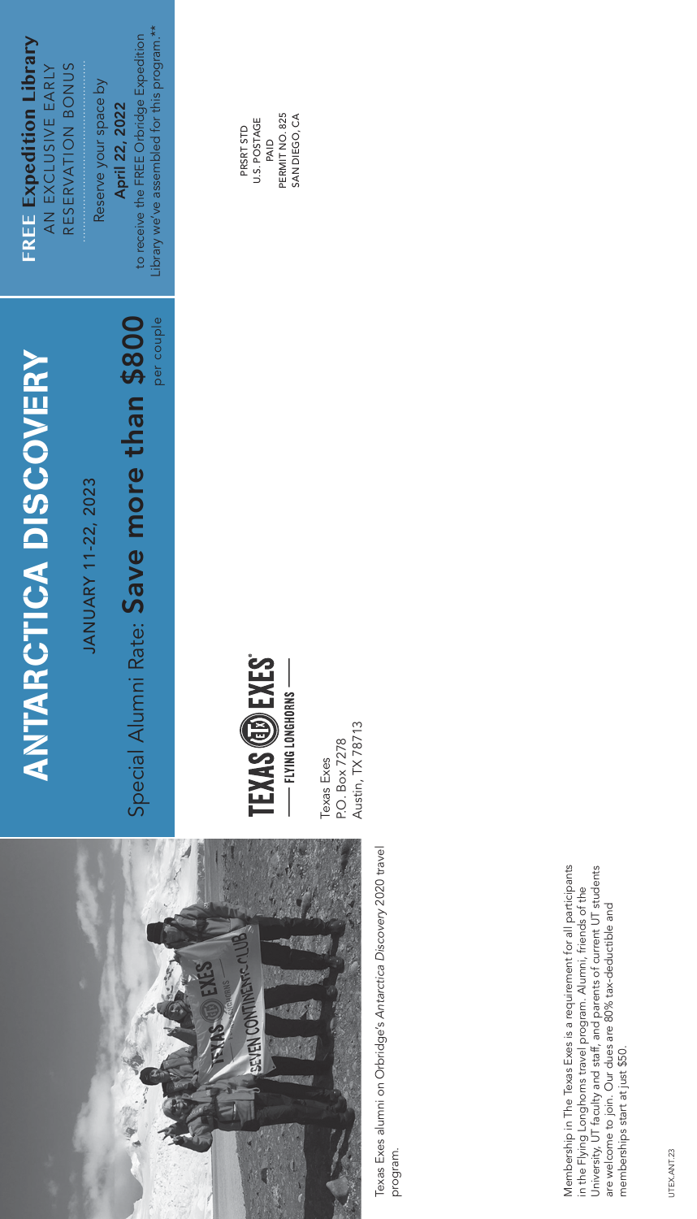# ANTARCTICA DISCOVERY

JANUARY 11-22, 2023

Special Alumni Rate: **Save more than $800** per couple

**FREE Expedition Library**

AN EXCLUSIVE EARLY RESERVATION BONUS

Reserve your space by **April 22, 2022** to receive the FREE Orbridge Expedition Library we've assembled for this program.**

PRSRT STD
U.S. POSTAGE
PAID
PERMIT NO. 825
SAN DIEGO, CA

TEXAS EXES
FLYING LONGHORNS

Texas Exes
P.O. Box 7278
Austin, TX 78713

Texas Exes alumni on Orbridge's *Antarctica Discovery* 2020 travel program.

Membership in The Texas Exes is a requirement for all participants in the Flying Longhorns travel program. Alumni, friends of the University, UT faculty and staff, and parents of current UT students are welcome to join. Our dues are 80% tax-deductible and memberships start at just $50.

UTEX.ANT.23